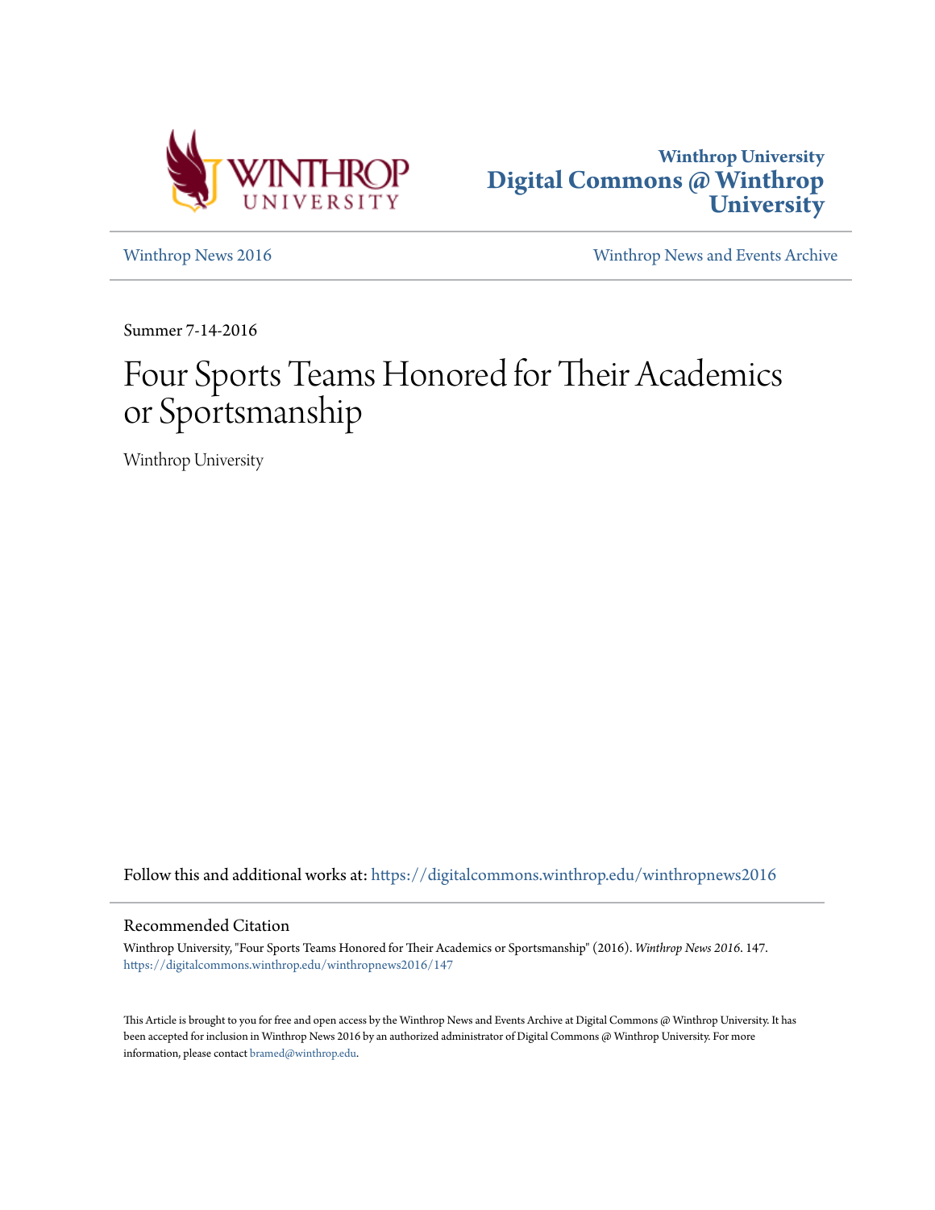Winthrop University
Digital Commons @ Winthrop University

Winthrop News 2016

Winthrop News and Events Archive

Summer 7-14-2016

# Four Sports Teams Honored for Their Academics or Sportsmanship

Winthrop University

Follow this and additional works at: https://digitalcommons.winthrop.edu/winthropnews2016

## Recommended Citation

Winthrop University, "Four Sports Teams Honored for Their Academics or Sportsmanship" (2016). *Winthrop News 2016*. 147.
https://digitalcommons.winthrop.edu/winthropnews2016/147

This Article is brought to you for free and open access by the Winthrop News and Events Archive at Digital Commons @ Winthrop University. It has been accepted for inclusion in Winthrop News 2016 by an authorized administrator of Digital Commons @ Winthrop University. For more information, please contact bramed@winthrop.edu.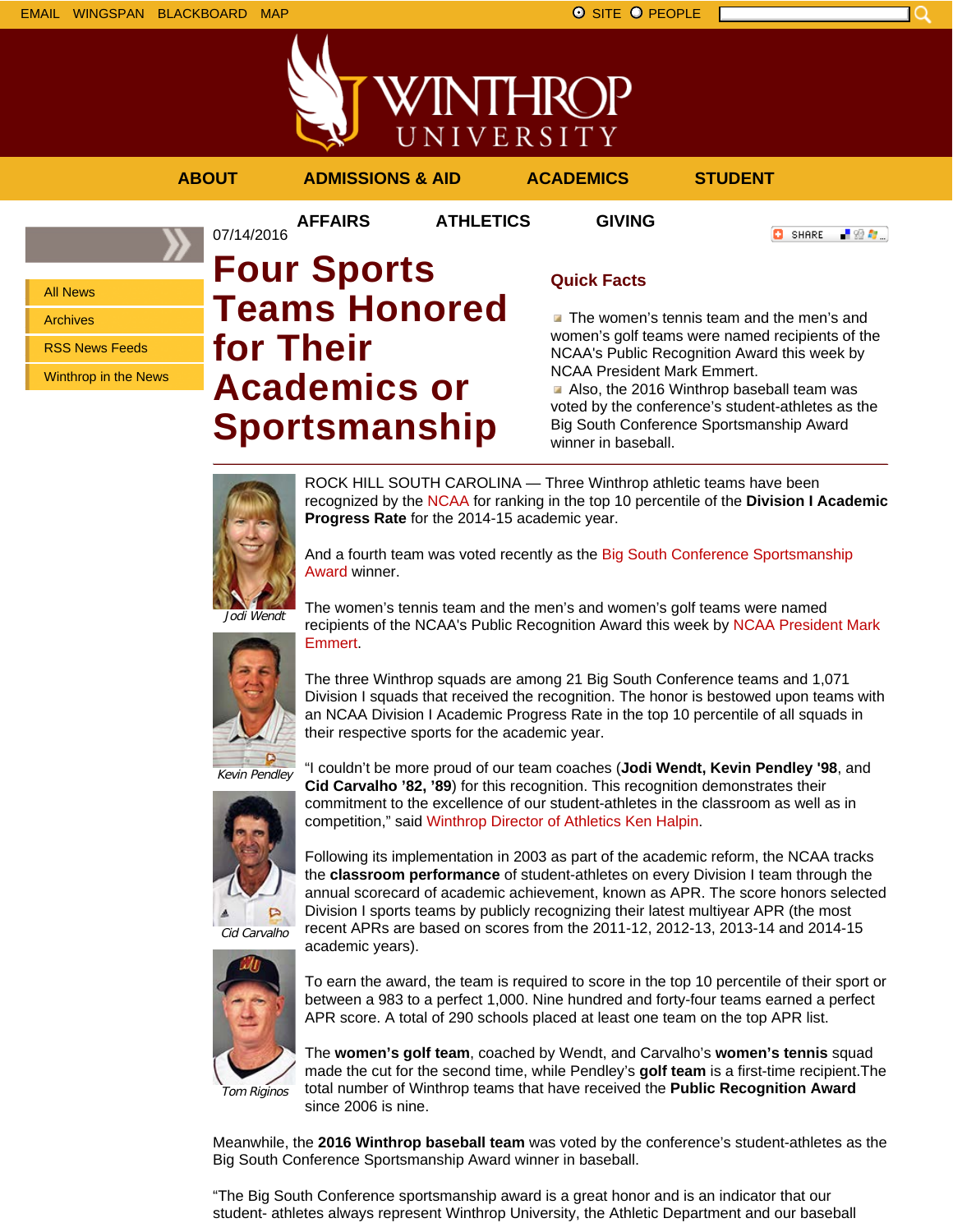EMAIL WINGSPAN BLACKBOARD MAP

SITE PEOPLE

WINTHROP UNIVERSITY

ABOUT ADMISSIONS & AID ACADEMICS STUDENT AFFAIRS ATHLETICS GIVING

- All News
- Archives
- RSS News Feeds
- Winthrop in the News

07/14/2016

# Four Sports Teams Honored for Their Academics or Sportsmanship

## Quick Facts

- The women's tennis team and the men's and women's golf teams were named recipients of the NCAA's Public Recognition Award this week by NCAA President Mark Emmert.
- Also, the 2016 Winthrop baseball team was voted by the conference's student-athletes as the Big South Conference Sportsmanship Award winner in baseball.

*Jodi Wendt*

*Kevin Pendley*

*Cid Carvalho*

*Tom Riginos*

ROCK HILL SOUTH CAROLINA — Three Winthrop athletic teams have been recognized by the NCAA for ranking in the top 10 percentile of the **Division I Academic Progress Rate** for the 2014-15 academic year.

And a fourth team was voted recently as the Big South Conference Sportsmanship Award winner.

The women's tennis team and the men's and women's golf teams were named recipients of the NCAA's Public Recognition Award this week by NCAA President Mark Emmert.

The three Winthrop squads are among 21 Big South Conference teams and 1,071 Division I squads that received the recognition. The honor is bestowed upon teams with an NCAA Division I Academic Progress Rate in the top 10 percentile of all squads in their respective sports for the academic year.

"I couldn't be more proud of our team coaches (**Jodi Wendt, Kevin Pendley '98**, and **Cid Carvalho '82, '89**) for this recognition. This recognition demonstrates their commitment to the excellence of our student-athletes in the classroom as well as in competition," said Winthrop Director of Athletics Ken Halpin.

Following its implementation in 2003 as part of the academic reform, the NCAA tracks the **classroom performance** of student-athletes on every Division I team through the annual scorecard of academic achievement, known as APR. The score honors selected Division I sports teams by publicly recognizing their latest multiyear APR (the most recent APRs are based on scores from the 2011-12, 2012-13, 2013-14 and 2014-15 academic years).

To earn the award, the team is required to score in the top 10 percentile of their sport or between a 983 to a perfect 1,000. Nine hundred and forty-four teams earned a perfect APR score. A total of 290 schools placed at least one team on the top APR list.

The **women's golf team**, coached by Wendt, and Carvalho's **women's tennis** squad made the cut for the second time, while Pendley's **golf team** is a first-time recipient.The total number of Winthrop teams that have received the **Public Recognition Award** since 2006 is nine.

Meanwhile, the **2016 Winthrop baseball team** was voted by the conference's student-athletes as the Big South Conference Sportsmanship Award winner in baseball.

"The Big South Conference sportsmanship award is a great honor and is an indicator that our student- athletes always represent Winthrop University, the Athletic Department and our baseball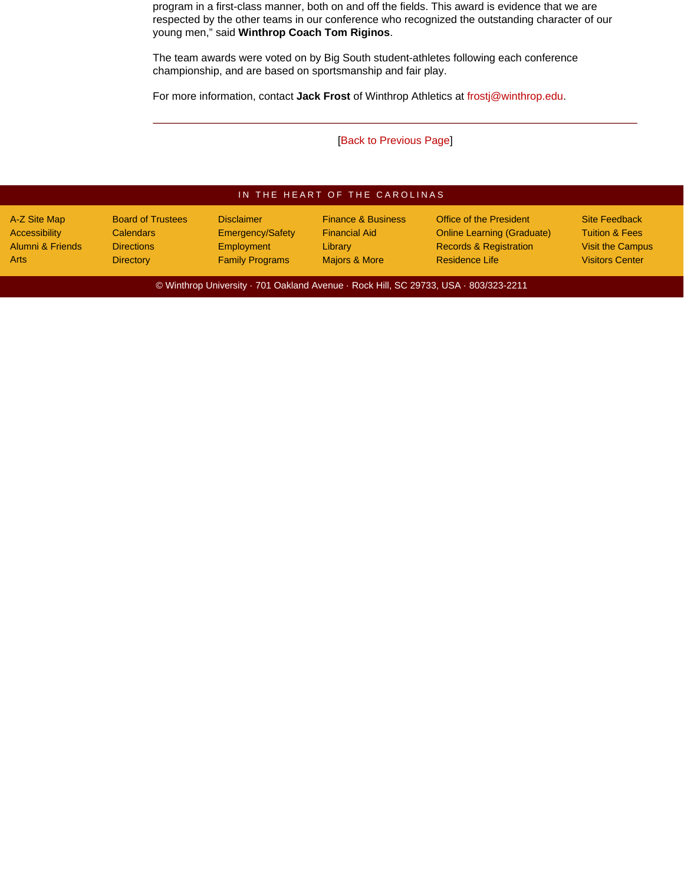program in a first-class manner, both on and off the fields. This award is evidence that we are respected by the other teams in our conference who recognized the outstanding character of our young men," said **Winthrop Coach Tom Riginos**.

The team awards were voted on by Big South student-athletes following each conference championship, and are based on sportsmanship and fair play.

For more information, contact **Jack Frost** of Winthrop Athletics at frostj@winthrop.edu.

---

[Back to Previous Page]

IN THE HEART OF THE CAROLINAS

A-Z Site Map
Accessibility
Alumni & Friends
Arts
Board of Trustees
Calendars
Directions
Directory
Disclaimer
Emergency/Safety
Employment
Family Programs
Finance & Business
Financial Aid
Library
Majors & More
Office of the President
Online Learning (Graduate)
Records & Registration
Residence Life
Site Feedback
Tuition & Fees
Visit the Campus
Visitors Center

© Winthrop University · 701 Oakland Avenue · Rock Hill, SC 29733, USA · 803/323-2211